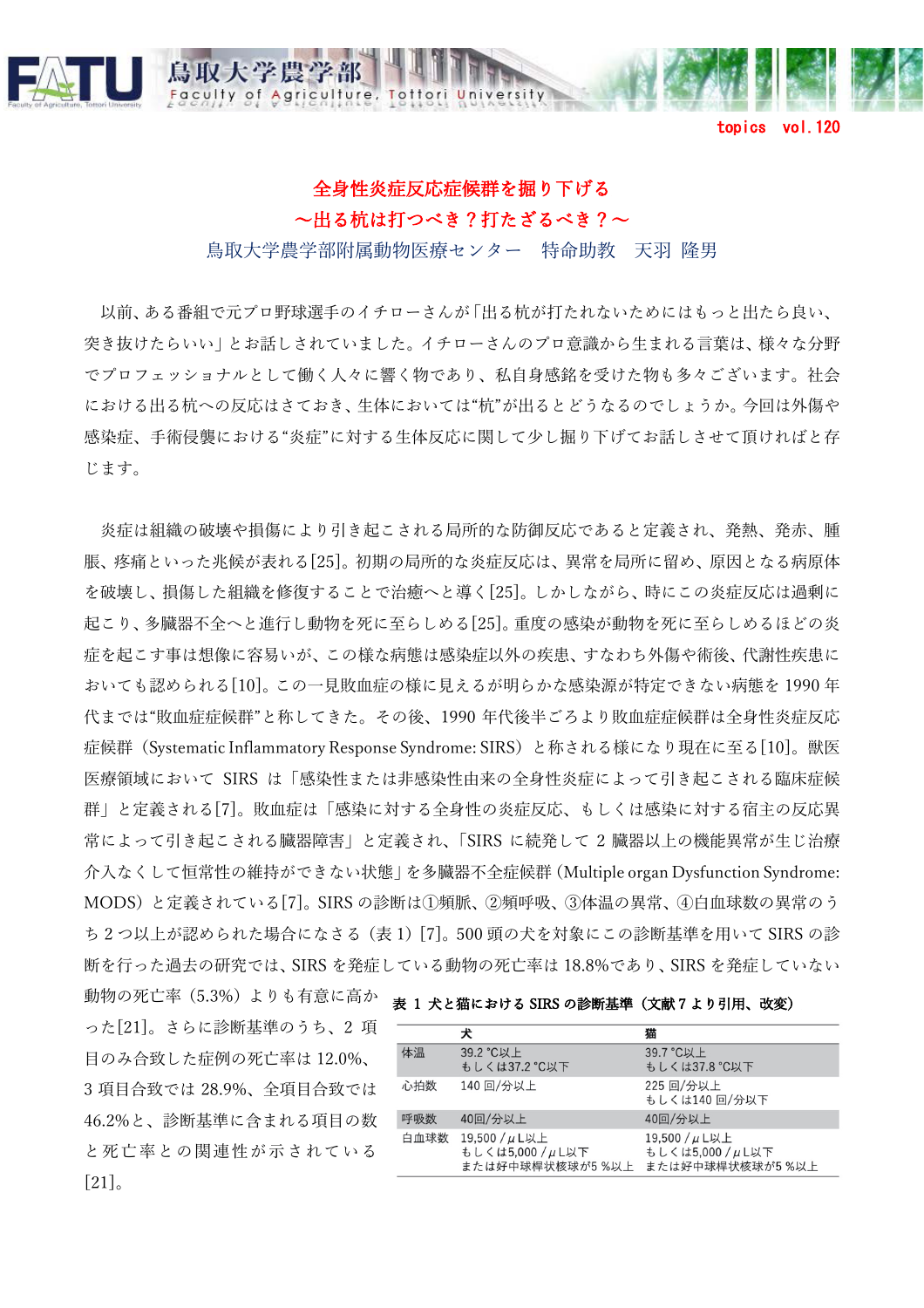# 全身性炎症反応症候群を掘り下げる
## ～出る杭は打つべき？打たざるべき？～

鳥取大学農学部附属動物医療センター　特命助教　天羽　隆男

以前、ある番組で元プロ野球選手のイチローさんが「出る杭が打たれないためにはもっと出たら良い、突き抜けたらいい」とお話しされていました。イチローさんのプロ意識から生まれる言葉は、様々な分野でプロフェッショナルとして働く人々に響く物であり、私自身感銘を受けた物も多々ございます。社会における出る杭への反応はさておき、生体においては“杭”が出るとどうなるのでしょうか。今回は外傷や感染症、手術侵襲における“炎症”に対する生体反応に関して少し掘り下げてお話しさせて頂ければと存じます。

炎症は組織の破壊や損傷により引き起こされる局所的な防御反応であると定義され、発熱、発赤、腫脹、疼痛といった兆候が表れる[25]。初期の局所的な炎症反応は、異常を局所に留め、原因となる病原体を破壊し、損傷した組織を修復することで治癒へと導く[25]。しかしながら、時にこの炎症反応は過剰に起こり、多臓器不全へと進行し動物を死に至らしめる[25]。重度の感染が動物を死に至らしめるほどの炎症を起こす事は想像に容易いが、この様な病態は感染症以外の疾患、すなわち外傷や術後、代謝性疾患においても認められる[10]。この一見敗血症の様に見えるが明らかな感染源が特定できない病態を 1990 年代までは“敗血症症候群”と称してきた。その後、1990 年代後半ごろより敗血症症候群は全身性炎症反応症候群（Systematic Inflammatory Response Syndrome: SIRS）と称される様になり現在に至る[10]。獣医医療領域において SIRS は「感染性または非感染性由来の全身性炎症によって引き起こされる臨床症候群」と定義される[7]。敗血症は「感染に対する全身性の炎症反応、もしくは感染に対する宿主の反応異常によって引き起こされる臓器障害」と定義され、「SIRS に続発して 2 臓器以上の機能異常が生じ治療介入なくして恒常性の維持ができない状態」を多臓器不全症候群（Multiple organ Dysfunction Syndrome: MODS）と定義されている[7]。SIRS の診断は①頻脈、②頻呼吸、③体温の異常、④白血球数の異常のうち 2 つ以上が認められた場合になさる（表 1）[7]。500 頭の犬を対象にこの診断基準を用いて SIRS の診断を行った過去の研究では、SIRS を発症している動物の死亡率は 18.8%であり、SIRS を発症していない動物の死亡率（5.3%）よりも有意に高かった[21]。さらに診断基準のうち、2 項目のみ合致した症例の死亡率は 12.0%、3 項目合致では 28.9%、全項目合致では 46.2%と、診断基準に含まれる項目の数と死亡率との関連性が示されている[21]。

**表 1 犬と猫における SIRS の診断基準（文献 7 より引用、改変）**

| | 犬 | 猫 |
|---|---|---|
| 体温 | 39.2 °C以上<br>もしくは37.2 °C以下 | 39.7 °C以上<br>もしくは37.8 °C以下 |
| 心拍数 | 140 回/分以上 | 225 回/分以上<br>もしくは140 回/分以下 |
| 呼吸数 | 40回/分以上 | 40回/分以上 |
| 白血球数 | 19,500 / μ L以上<br>もしくは5,000 / μ L以下<br>または好中球桿状核球が5 %以上 | 19,500 / μ L以上<br>もしくは5,000 / μ L以下<br>または好中球桿状核球が5 %以上 |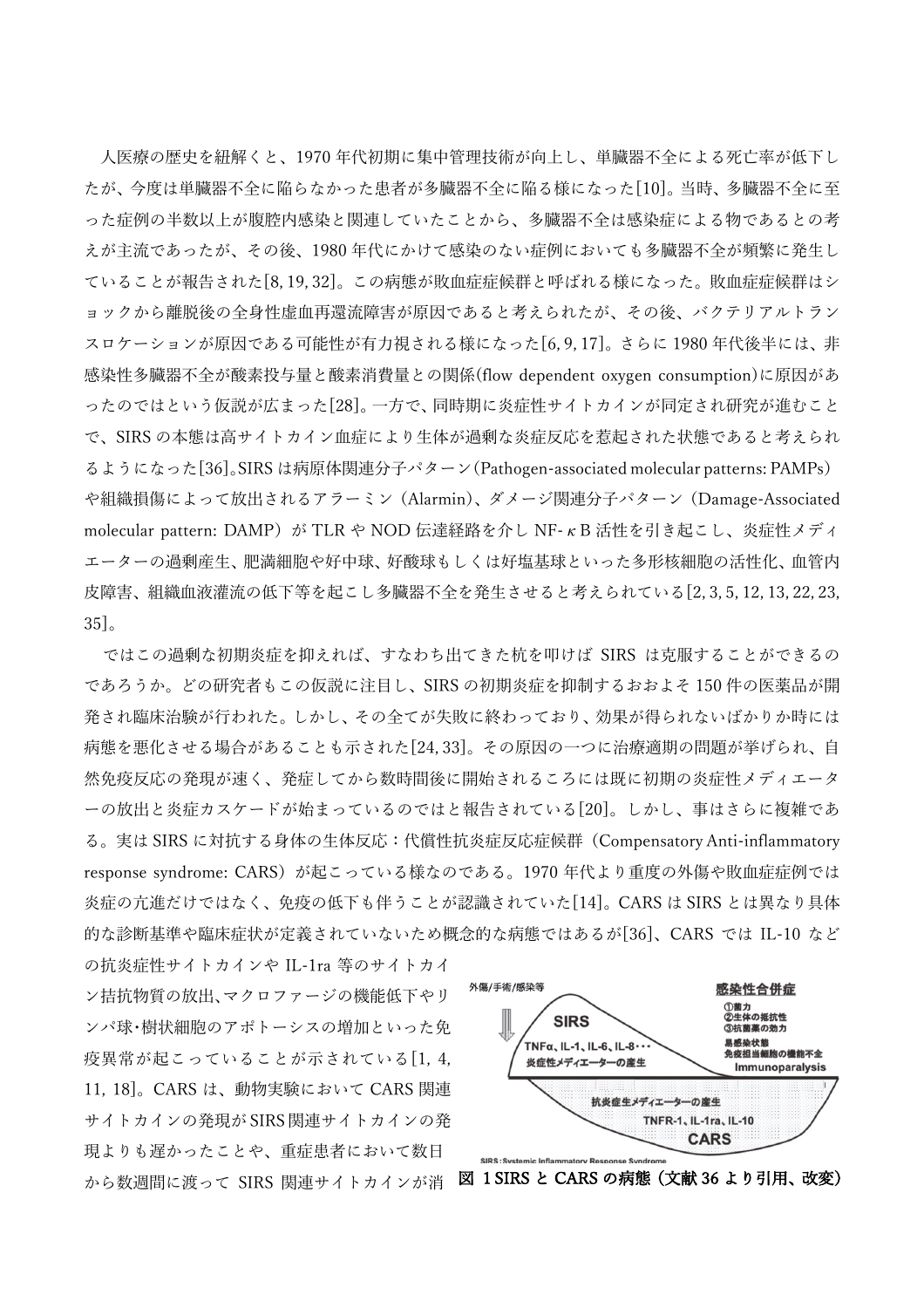人医療の歴史を紐解くと、1970 年代初期に集中管理技術が向上し、単臓器不全による死亡率が低下したが、今度は単臓器不全に陥らなかった患者が多臓器不全に陥る様になった[10]。当時、多臓器不全に至った症例の半数以上が腹腔内感染と関連していたことから、多臓器不全は感染症による物であるとの考えが主流であったが、その後、1980 年代にかけて感染のない症例においても多臓器不全が頻繁に発生していることが報告された[8, 19, 32]。この病態が敗血症症候群と呼ばれる様になった。敗血症症候群はショックから離脱後の全身性虚血再還流障害が原因であると考えられたが、その後、バクテリアルトランスロケーションが原因である可能性が有力視される様になった[6, 9, 17]。さらに 1980 年代後半には、非感染性多臓器不全が酸素投与量と酸素消費量との関係(flow dependent oxygen consumption)に原因があったのではという仮説が広まった[28]。一方で、同時期に炎症性サイトカインが同定され研究が進むことで、SIRS の本態は高サイトカイン血症により生体が過剰な炎症反応を惹起された状態であると考えられるようになった[36]。SIRS は病原体関連分子パターン(Pathogen-associated molecular patterns: PAMPs)や組織損傷によって放出されるアラーミン(Alarmin)、ダメージ関連分子パターン(Damage-Associated molecular pattern: DAMP)が TLR や NOD 伝達経路を介し NF-κB 活性を引き起こし、炎症性メディエーターの過剰産生、肥満細胞や好中球、好酸球もしくは好塩基球といった多形核細胞の活性化、血管内皮障害、組織血液灌流の低下等を起こし多臓器不全を発生させると考えられている[2, 3, 5, 12, 13, 22, 23, 35]。

ではこの過剰な初期炎症を抑えれば、すなわち出てきた杭を叩けば SIRS は克服することができるのであろうか。どの研究者もこの仮説に注目し、SIRS の初期炎症を抑制するおおよそ 150 件の医薬品が開発され臨床治験が行われた。しかし、その全てが失敗に終わっており、効果が得られないばかりか時には病態を悪化させる場合があることも示された[24, 33]。その原因の一つに治療適期の問題が挙げられ、自然免疫反応の発現が速く、発症してから数時間後に開始されるころには既に初期の炎症性メディエーターの放出と炎症カスケードが始まっているのではと報告されている[20]。しかし、事はさらに複雑である。実は SIRS に対抗する身体の生体反応:代償性抗炎症反応症候群(Compensatory Anti-inflammatory response syndrome: CARS)が起こっている様なのである。1970 年代より重度の外傷や敗血症症例では炎症の亢進だけではなく、免疫の低下も伴うことが認識されていた[14]。CARS は SIRS とは異なり具体的な診断基準や臨床症状が定義されていないため概念的な病態ではあるが[36]、CARS では IL-10 などの抗炎症性サイトカインや IL-1ra 等のサイトカイン拮抗物質の放出、マクロファージの機能低下やリンパ球・樹状細胞のアポトーシスの増加といった免疫異常が起こっていることが示されている[1, 4, 11, 18]。CARS は、動物実験において CARS 関連サイトカインの発現が SIRS 関連サイトカインの発現よりも遅かったことや、重症患者において数日から数週間に渡って SIRS 関連サイトカインが消

図 1 SIRS と CARS の病態(文献 36 より引用、改変)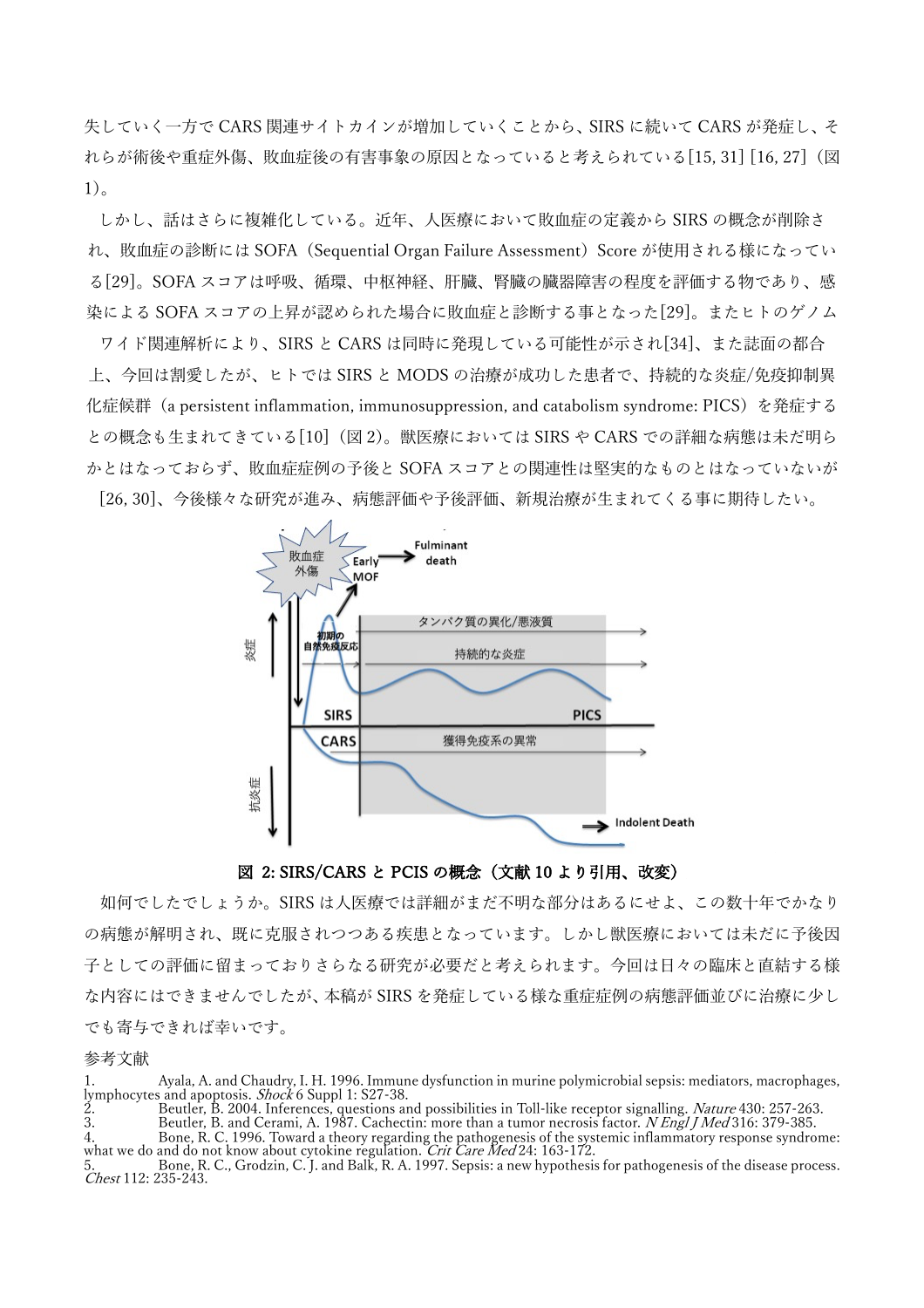失していく一方で CARS 関連サイトカインが増加していくことから、SIRS に続いて CARS が発症し、それらが術後や重症外傷、敗血症後の有害事象の原因となっていると考えられている[15, 31] [16, 27]（図 1)。

しかし、話はさらに複雑化している。近年、人医療において敗血症の定義から SIRS の概念が削除され、敗血症の診断には SOFA（Sequential Organ Failure Assessment）Score が使用される様になっている[29]。SOFA スコアは呼吸、循環、中枢神経、肝臓、腎臓の臓器障害の程度を評価する物であり、感染による SOFA スコアの上昇が認められた場合に敗血症と診断する事となった[29]。またヒトのゲノムワイド関連解析により、SIRS と CARS は同時に発現している可能性が示され[34]、また誌面の都合上、今回は割愛したが、ヒトでは SIRS と MODS の治療が成功した患者で、持続的な炎症/免疫抑制異化症候群（a persistent inflammation, immunosuppression, and catabolism syndrome: PICS）を発症するとの概念も生まれてきている[10]（図 2)。獣医療においては SIRS や CARS での詳細な病態は未だ明らかとはなっておらず、敗血症症例の予後と SOFA スコアとの関連性は堅実的なものとはなっていないが[26, 30]、今後様々な研究が進み、病態評価や予後評価、新規治療が生まれてくる事に期待したい。

**図 2: SIRS/CARS と PCIS の概念（文献 10 より引用、改変）**

如何でしたでしょうか。SIRS は人医療では詳細がまだ不明な部分はあるにせよ、この数十年でかなりの病態が解明され、既に克服されつつある疾患となっています。しかし獣医療においては未だに予後因子としての評価に留まっておりさらなる研究が必要だと考えられます。今回は日々の臨床と直結する様な内容にはできませんでしたが、本稿が SIRS を発症している様な重症症例の病態評価並びに治療に少しでも寄与できれば幸いです。

参考文献

1. Ayala, A. and Chaudry, I. H. 1996. Immune dysfunction in murine polymicrobial sepsis: mediators, macrophages, lymphocytes and apoptosis. *Shock* 6 Suppl 1: S27-38.
2. Beutler, B. 2004. Inferences, questions and possibilities in Toll-like receptor signalling. *Nature* 430: 257-263.
3. Beutler, B. and Cerami, A. 1987. Cachectin: more than a tumor necrosis factor. *N Engl J Med* 316: 379-385.
4. Bone, R. C. 1996. Toward a theory regarding the pathogenesis of the systemic inflammatory response syndrome: what we do and do not know about cytokine regulation. *Crit Care Med* 24: 163-172.
5. Bone, R. C., Grodzin, C. J. and Balk, R. A. 1997. Sepsis: a new hypothesis for pathogenesis of the disease process. *Chest* 112: 235-243.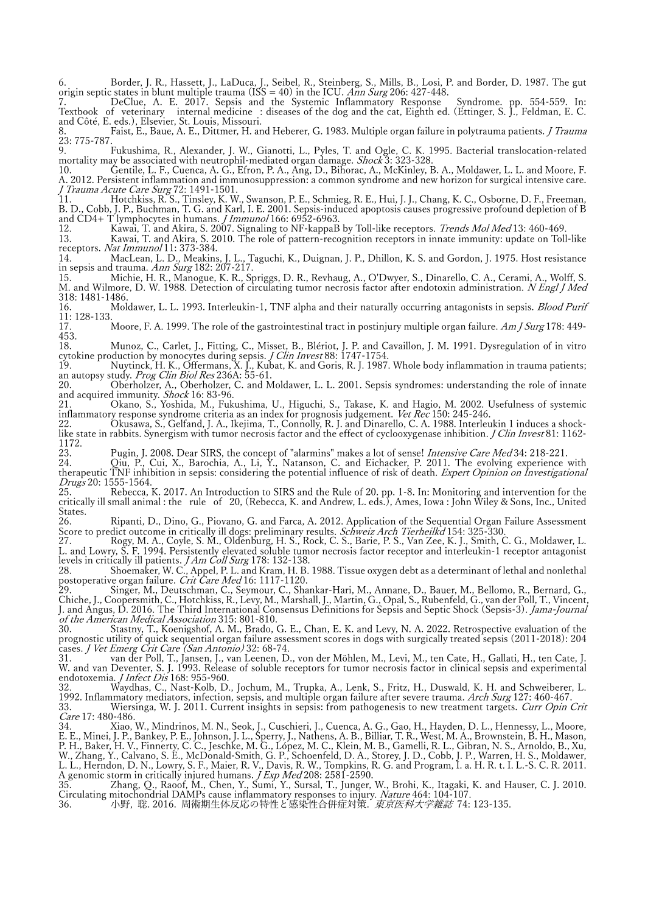6. Border, J. R., Hassett, J., LaDuca, J., Seibel, R., Steinberg, S., Mills, B., Losi, P. and Border, D. 1987. The gut origin septic states in blunt multiple trauma (ISS = 40) in the ICU. *Ann Surg* 206: 427-448.

7. DeClue, A. E. 2017. Sepsis and the Systemic Inflammatory Response Syndrome. pp. 554-559. In: Textbook of veterinary internal medicine : diseases of the dog and the cat, Eighth ed. (Ettinger, S. J., Feldman, E. C. and Côté, E. eds.), Elsevier, St. Louis, Missouri.

8. Faist, E., Baue, A. E., Dittmer, H. and Heberer, G. 1983. Multiple organ failure in polytrauma patients. *J Trauma* 23: 775-787.

9. Fukushima, R., Alexander, J. W., Gianotti, L., Pyles, T. and Ogle, C. K. 1995. Bacterial translocation-related mortality may be associated with neutrophil-mediated organ damage. *Shock* 3: 323-328.

10. Gentile, L. F., Cuenca, A. G., Efron, P. A., Ang, D., Bihorac, A., McKinley, B. A., Moldawer, L. L. and Moore, F. A. 2012. Persistent inflammation and immunosuppression: a common syndrome and new horizon for surgical intensive care. *J Trauma Acute Care Surg* 72: 1491-1501.

11. Hotchkiss, R. S., Tinsley, K. W., Swanson, P. E., Schmieg, R. E., Hui, J. J., Chang, K. C., Osborne, D. F., Freeman, B. D., Cobb, J. P., Buchman, T. G. and Karl, I. E. 2001. Sepsis-induced apoptosis causes progressive profound depletion of B and CD4+ T lymphocytes in humans. *J Immunol* 166: 6952-6963.

12. Kawai, T. and Akira, S. 2007. Signaling to NF-kappaB by Toll-like receptors. *Trends Mol Med* 13: 460-469.

13. Kawai, T. and Akira, S. 2010. The role of pattern-recognition receptors in innate immunity: update on Toll-like receptors. *Nat Immunol* 11: 373-384.

14. MacLean, L. D., Meakins, J. L., Taguchi, K., Duignan, J. P., Dhillon, K. S. and Gordon, J. 1975. Host resistance in sepsis and trauma. *Ann Surg* 182: 207-217.

15. Michie, H. R., Manogue, K. R., Spriggs, D. R., Revhaug, A., O'Dwyer, S., Dinarello, C. A., Cerami, A., Wolff, S. M. and Wilmore, D. W. 1988. Detection of circulating tumor necrosis factor after endotoxin administration. *N Engl J Med* 318: 1481-1486.

16. Moldawer, L. L. 1993. Interleukin-1, TNF alpha and their naturally occurring antagonists in sepsis. *Blood Purif* 11: 128-133.

17. Moore, F. A. 1999. The role of the gastrointestinal tract in postinjury multiple organ failure. *Am J Surg* 178: 449-453.

18. Munoz, C., Carlet, J., Fitting, C., Misset, B., Blériot, J. P. and Cavaillon, J. M. 1991. Dysregulation of in vitro cytokine production by monocytes during sepsis. *J Clin Invest* 88: 1747-1754.

19. Nuytinck, H. K., Offermans, X. J., Kubat, K. and Goris, R. J. 1987. Whole body inflammation in trauma patients; an autopsy study. *Prog Clin Biol Res* 236A: 55-61.

20. Oberholzer, A., Oberholzer, C. and Moldawer, L. L. 2001. Sepsis syndromes: understanding the role of innate and acquired immunity. *Shock* 16: 83-96.

21. Okano, S., Yoshida, M., Fukushima, U., Higuchi, S., Takase, K. and Hagio, M. 2002. Usefulness of systemic inflammatory response syndrome criteria as an index for prognosis judgement. *Vet Rec* 150: 245-246.

22. Okusawa, S., Gelfand, J. A., Ikejima, T., Connolly, R. J. and Dinarello, C. A. 1988. Interleukin 1 induces a shock-like state in rabbits. Synergism with tumor necrosis factor and the effect of cyclooxygenase inhibition. *J Clin Invest* 81: 1162-1172.

23. Pugin, J. 2008. Dear SIRS, the concept of "alarmins" makes a lot of sense! *Intensive Care Med* 34: 218-221.

24. Qiu, P., Cui, X., Barochia, A., Li, Y., Natanson, C. and Eichacker, P. 2011. The evolving experience with therapeutic TNF inhibition in sepsis: considering the potential influence of risk of death. *Expert Opinion on Investigational Drugs* 20: 1555-1564.

25. Rebecca, K. 2017. An Introduction to SIRS and the Rule of 20. pp. 1-8. In: Monitoring and intervention for the critically ill small animal : the rule of 20, (Rebecca, K. and Andrew, L. eds.), Ames, Iowa : John Wiley & Sons, Inc., United States.

26. Ripanti, D., Dino, G., Piovano, G. and Farca, A. 2012. Application of the Sequential Organ Failure Assessment Score to predict outcome in critically ill dogs: preliminary results. *Schweiz Arch Tierheilkd* 154: 325-330.

27. Rogy, M. A., Coyle, S. M., Oldenburg, H. S., Rock, C. S., Barie, P. S., Van Zee, K. J., Smith, C. G., Moldawer, L. L. and Lowry, S. F. 1994. Persistently elevated soluble tumor necrosis factor receptor and interleukin-1 receptor antagonist levels in critically ill patients. *J Am Coll Surg* 178: 132-138.

28. Shoemaker, W. C., Appel, P. L. and Kram, H. B. 1988. Tissue oxygen debt as a determinant of lethal and nonlethal postoperative organ failure. *Crit Care Med* 16: 1117-1120.

29. Singer, M., Deutschman, C., Seymour, C., Shankar-Hari, M., Annane, D., Bauer, M., Bellomo, R., Bernard, G., Chiche, J., Coopersmith, C., Hotchkiss, R., Levy, M., Marshall, J., Martin, G., Opal, S., Rubenfeld, G., van der Poll, T., Vincent, J. and Angus, D. 2016. The Third International Consensus Definitions for Sepsis and Septic Shock (Sepsis-3). *Jama-Journal of the American Medical Association* 315: 801-810.

30. Stastny, T., Koenigshof, A. M., Brado, G. E., Chan, E. K. and Levy, N. A. 2022. Retrospective evaluation of the prognostic utility of quick sequential organ failure assessment scores in dogs with surgically treated sepsis (2011-2018): 204 cases. *J Vet Emerg Crit Care (San Antonio)* 32: 68-74.

31. van der Poll, T., Jansen, J., van Leenen, D., von der Möhlen, M., Levi, M., ten Cate, H., Gallati, H., ten Cate, J. W. and van Deventer, S. J. 1993. Release of soluble receptors for tumor necrosis factor in clinical sepsis and experimental endotoxemia. *J Infect Dis* 168: 955-960.

32. Waydhas, C., Nast-Kolb, D., Jochum, M., Trupka, A., Lenk, S., Fritz, H., Duswald, K. H. and Schweiberer, L. 1992. Inflammatory mediators, infection, sepsis, and multiple organ failure after severe trauma. *Arch Surg* 127: 460-467.

33. Wiersinga, W. J. 2011. Current insights in sepsis: from pathogenesis to new treatment targets. *Curr Opin Crit Care* 17: 480-486.

34. Xiao, W., Mindrinos, M. N., Seok, J., Cuschieri, J., Cuenca, A. G., Gao, H., Hayden, D. L., Hennessy, L., Moore, E. E., Minei, J. P., Bankey, P. E., Johnson, J. L., Sperry, J., Nathens, A. B., Billiar, T. R., West, M. A., Brownstein, B. H., Mason, P. H., Baker, H. V., Finnerty, C. C., Jeschke, M. G., López, M. C., Klein, M. B., Gamelli, R. L., Gibran, N. S., Arnoldo, B., Xu, W., Zhang, Y., Calvano, S. E., McDonald-Smith, G. P., Schoenfeld, D. A., Storey, J. D., Cobb, J. P., Warren, H. S., Moldawer, L. L., Herndon, D. N., Lowry, S. F., Maier, R. V., Davis, R. W., Tompkins, R. G. and Program, I. a. H. R. t. I. L.-S. C. R. 2011. A genomic storm in critically injured humans. *J Exp Med* 208: 2581-2590.

35. Zhang, Q., Raoof, M., Chen, Y., Sumi, Y., Sursal, T., Junger, W., Brohi, K., Itagaki, K. and Hauser, C. J. 2010. Circulating mitochondrial DAMPs cause inflammatory responses to injury. *Nature* 464: 104-107.

36. 小野, 聡. 2016. 周術期生体反応の特性と感染性合併症対策. *東京医科大学雑誌* 74: 123-135.